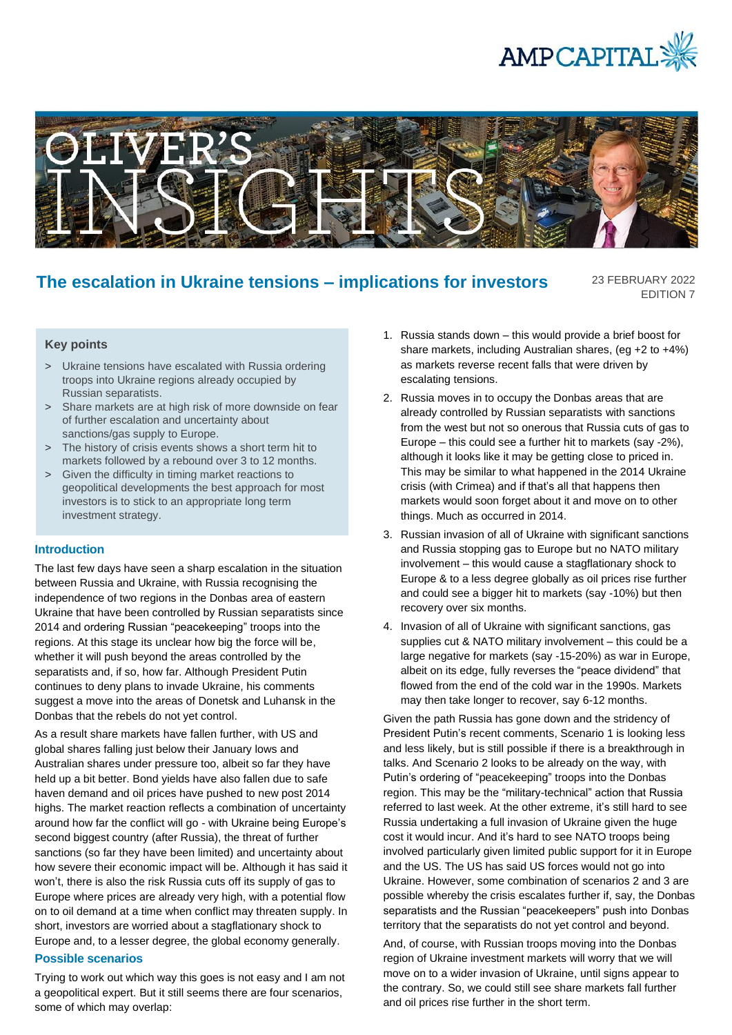# The escalation in Ukraine tensions – implications for investors

23 FEBRUARY 2022
EDITION 7

### Key points

- Ukraine tensions have escalated with Russia ordering troops into Ukraine regions already occupied by Russian separatists.
- Share markets are at high risk of more downside on fear of further escalation and uncertainty about sanctions/gas supply to Europe.
- The history of crisis events shows a short term hit to markets followed by a rebound over 3 to 12 months.
- Given the difficulty in timing market reactions to geopolitical developments the best approach for most investors is to stick to an appropriate long term investment strategy.

## Introduction

The last few days have seen a sharp escalation in the situation between Russia and Ukraine, with Russia recognising the independence of two regions in the Donbas area of eastern Ukraine that have been controlled by Russian separatists since 2014 and ordering Russian "peacekeeping" troops into the regions. At this stage its unclear how big the force will be, whether it will push beyond the areas controlled by the separatists and, if so, how far. Although President Putin continues to deny plans to invade Ukraine, his comments suggest a move into the areas of Donetsk and Luhansk in the Donbas that the rebels do not yet control.

As a result share markets have fallen further, with US and global shares falling just below their January lows and Australian shares under pressure too, albeit so far they have held up a bit better. Bond yields have also fallen due to safe haven demand and oil prices have pushed to new post 2014 highs. The market reaction reflects a combination of uncertainty around how far the conflict will go - with Ukraine being Europe's second biggest country (after Russia), the threat of further sanctions (so far they have been limited) and uncertainty about how severe their economic impact will be. Although it has said it won't, there is also the risk Russia cuts off its supply of gas to Europe where prices are already very high, with a potential flow on to oil demand at a time when conflict may threaten supply. In short, investors are worried about a stagflationary shock to Europe and, to a lesser degree, the global economy generally.

## Possible scenarios

Trying to work out which way this goes is not easy and I am not a geopolitical expert. But it still seems there are four scenarios, some of which may overlap:

1. Russia stands down – this would provide a brief boost for share markets, including Australian shares, (eg +2 to +4%) as markets reverse recent falls that were driven by escalating tensions.
2. Russia moves in to occupy the Donbas areas that are already controlled by Russian separatists with sanctions from the west but not so onerous that Russia cuts of gas to Europe – this could see a further hit to markets (say -2%), although it looks like it may be getting close to priced in. This may be similar to what happened in the 2014 Ukraine crisis (with Crimea) and if that's all that happens then markets would soon forget about it and move on to other things. Much as occurred in 2014.
3. Russian invasion of all of Ukraine with significant sanctions and Russia stopping gas to Europe but no NATO military involvement – this would cause a stagflationary shock to Europe & to a less degree globally as oil prices rise further and could see a bigger hit to markets (say -10%) but then recovery over six months.
4. Invasion of all of Ukraine with significant sanctions, gas supplies cut & NATO military involvement – this could be a large negative for markets (say -15-20%) as war in Europe, albeit on its edge, fully reverses the "peace dividend" that flowed from the end of the cold war in the 1990s. Markets may then take longer to recover, say 6-12 months.

Given the path Russia has gone down and the stridency of President Putin's recent comments, Scenario 1 is looking less and less likely, but is still possible if there is a breakthrough in talks. And Scenario 2 looks to be already on the way, with Putin's ordering of "peacekeeping" troops into the Donbas region. This may be the "military-technical" action that Russia referred to last week. At the other extreme, it's still hard to see Russia undertaking a full invasion of Ukraine given the huge cost it would incur. And it's hard to see NATO troops being involved particularly given limited public support for it in Europe and the US. The US has said US forces would not go into Ukraine. However, some combination of scenarios 2 and 3 are possible whereby the crisis escalates further if, say, the Donbas separatists and the Russian "peacekeepers" push into Donbas territory that the separatists do not yet control and beyond.

And, of course, with Russian troops moving into the Donbas region of Ukraine investment markets will worry that we will move on to a wider invasion of Ukraine, until signs appear to the contrary. So, we could still see share markets fall further and oil prices rise further in the short term.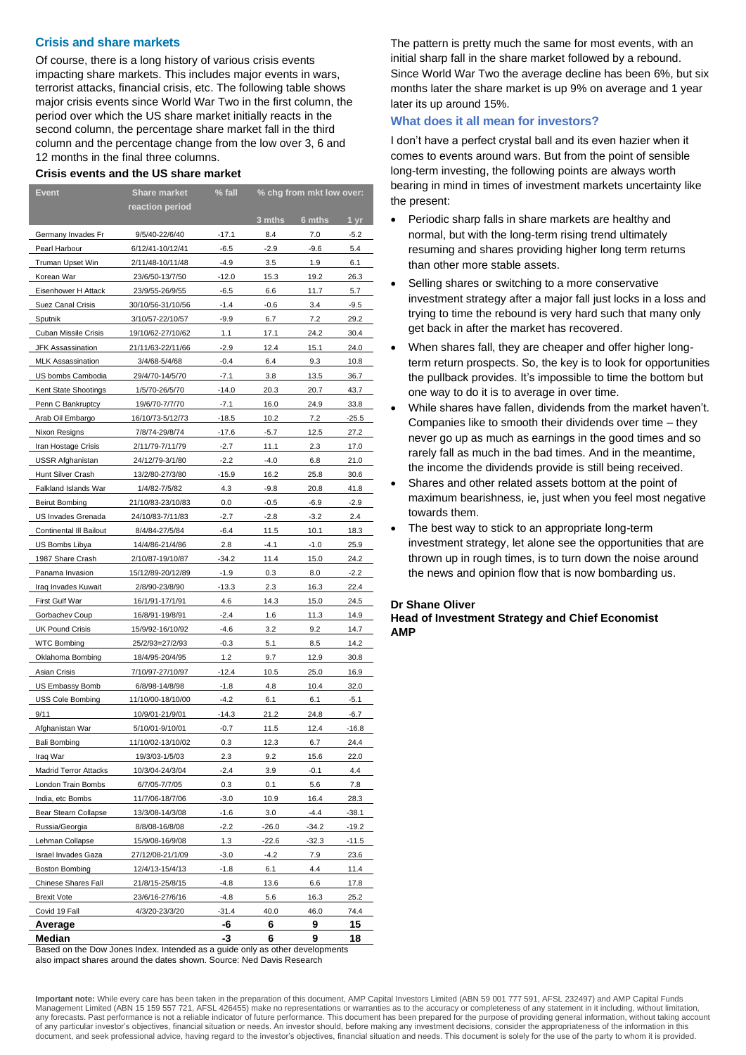## Crisis and share markets

Of course, there is a long history of various crisis events impacting share markets. This includes major events in wars, terrorist attacks, financial crisis, etc. The following table shows major crisis events since World War Two in the first column, the period over which the US share market initially reacts in the second column, the percentage share market fall in the third column and the percentage change from the low over 3, 6 and 12 months in the final three columns.

### Crisis events and the US share market

| Event | Share market reaction period | % fall | % chg from mkt low over: | | |
|---|---|---|---|---|---|
| | | | 3 mths | 6 mths | 1 yr |
| Germany Invades Fr | 9/5/40-22/6/40 | -17.1 | 8.4 | 7.0 | -5.2 |
| Pearl Harbour | 6/12/41-10/12/41 | -6.5 | -2.9 | -9.6 | 5.4 |
| Truman Upset Win | 2/11/48-10/11/48 | -4.9 | 3.5 | 1.9 | 6.1 |
| Korean War | 23/6/50-13/7/50 | -12.0 | 15.3 | 19.2 | 26.3 |
| Eisenhower H Attack | 23/9/55-26/9/55 | -6.5 | 6.6 | 11.7 | 5.7 |
| Suez Canal Crisis | 30/10/56-31/10/56 | -1.4 | -0.6 | 3.4 | -9.5 |
| Sputnik | 3/10/57-22/10/57 | -9.9 | 6.7 | 7.2 | 29.2 |
| Cuban Missile Crisis | 19/10/62-27/10/62 | 1.1 | 17.1 | 24.2 | 30.4 |
| JFK Assassination | 21/11/63-22/11/66 | -2.9 | 12.4 | 15.1 | 24.0 |
| MLK Assassination | 3/4/68-5/4/68 | -0.4 | 6.4 | 9.3 | 10.8 |
| US bombs Cambodia | 29/4/70-14/5/70 | -7.1 | 3.8 | 13.5 | 36.7 |
| Kent State Shootings | 1/5/70-26/5/70 | -14.0 | 20.3 | 20.7 | 43.7 |
| Penn C Bankruptcy | 19/6/70-7/7/70 | -7.1 | 16.0 | 24.9 | 33.8 |
| Arab Oil Embargo | 16/10/73-5/12/73 | -18.5 | 10.2 | 7.2 | -25.5 |
| Nixon Resigns | 7/8/74-29/8/74 | -17.6 | -5.7 | 12.5 | 27.2 |
| Iran Hostage Crisis | 2/11/79-7/11/79 | -2.7 | 11.1 | 2.3 | 17.0 |
| USSR Afghanistan | 24/12/79-3/1/80 | -2.2 | -4.0 | 6.8 | 21.0 |
| Hunt Silver Crash | 13/2/80-27/3/80 | -15.9 | 16.2 | 25.8 | 30.6 |
| Falkland Islands War | 1/4/82-7/5/82 | 4.3 | -9.8 | 20.8 | 41.8 |
| Beirut Bombing | 21/10/83-23/10/83 | 0.0 | -0.5 | -6.9 | -2.9 |
| US Invades Grenada | 24/10/83-7/11/83 | -2.7 | -2.8 | -3.2 | 2.4 |
| Continental Ill Bailout | 8/4/84-27/5/84 | -6.4 | 11.5 | 10.1 | 18.3 |
| US Bombs Libya | 14/4/86-21/4/86 | 2.8 | -4.1 | -1.0 | 25.9 |
| 1987 Share Crash | 2/10/87-19/10/87 | -34.2 | 11.4 | 15.0 | 24.2 |
| Panama Invasion | 15/12/89-20/12/89 | -1.9 | 0.3 | 8.0 | -2.2 |
| Iraq Invades Kuwait | 2/8/90-23/8/90 | -13.3 | 2.3 | 16.3 | 22.4 |
| First Gulf War | 16/1/91-17/1/91 | 4.6 | 14.3 | 15.0 | 24.5 |
| Gorbachev Coup | 16/8/91-19/8/91 | -2.4 | 1.6 | 11.3 | 14.9 |
| UK Pound Crisis | 15/9/92-16/10/92 | -4.6 | 3.2 | 9.2 | 14.7 |
| WTC Bombing | 25/2/93=27/2/93 | -0.3 | 5.1 | 8.5 | 14.2 |
| Oklahoma Bombing | 18/4/95-20/4/95 | 1.2 | 9.7 | 12.9 | 30.8 |
| Asian Crisis | 7/10/97-27/10/97 | -12.4 | 10.5 | 25.0 | 16.9 |
| US Embassy Bomb | 6/8/98-14/8/98 | -1.8 | 4.8 | 10.4 | 32.0 |
| USS Cole Bombing | 11/10/00-18/10/00 | -4.2 | 6.1 | 6.1 | -5.1 |
| 9/11 | 10/9/01-21/9/01 | -14.3 | 21.2 | 24.8 | -6.7 |
| Afghanistan War | 5/10/01-9/10/01 | -0.7 | 11.5 | 12.4 | -16.8 |
| Bali Bombing | 11/10/02-13/10/02 | 0.3 | 12.3 | 6.7 | 24.4 |
| Iraq War | 19/3/03-1/5/03 | 2.3 | 9.2 | 15.6 | 22.0 |
| Madrid Terror Attacks | 10/3/04-24/3/04 | -2.4 | 3.9 | -0.1 | 4.4 |
| London Train Bombs | 6/7/05-7/7/05 | 0.3 | 0.1 | 5.6 | 7.8 |
| India, etc Bombs | 11/7/06-18/7/06 | -3.0 | 10.9 | 16.4 | 28.3 |
| Bear Stearn Collapse | 13/3/08-14/3/08 | -1.6 | 3.0 | -4.4 | -38.1 |
| Russia/Georgia | 8/8/08-16/8/08 | -2.2 | -26.0 | -34.2 | -19.2 |
| Lehman Collapse | 15/9/08-16/9/08 | 1.3 | -22.6 | -32.3 | -11.5 |
| Israel Invades Gaza | 27/12/08-21/1/09 | -3.0 | -4.2 | 7.9 | 23.6 |
| Boston Bombing | 12/4/13-15/4/13 | -1.8 | 6.1 | 4.4 | 11.4 |
| Chinese Shares Fall | 21/8/15-25/8/15 | -4.8 | 13.6 | 6.6 | 17.8 |
| Brexit Vote | 23/6/16-27/6/16 | -4.8 | 5.6 | 16.3 | 25.2 |
| Covid 19 Fall | 4/3/20-23/3/20 | -31.4 | 40.0 | 46.0 | 74.4 |
| **Average** | | **-6** | **6** | **9** | **15** |
| **Median** | | **-3** | **6** | **9** | **18** |

Based on the Dow Jones Index. Intended as a guide only as other developments also impact shares around the dates shown. Source: Ned Davis Research

The pattern is pretty much the same for most events, with an initial sharp fall in the share market followed by a rebound. Since World War Two the average decline has been 6%, but six months later the share market is up 9% on average and 1 year later its up around 15%.

## What does it all mean for investors?

I don't have a perfect crystal ball and its even hazier when it comes to events around wars. But from the point of sensible long-term investing, the following points are always worth bearing in mind in times of investment markets uncertainty like the present:

- Periodic sharp falls in share markets are healthy and normal, but with the long-term rising trend ultimately resuming and shares providing higher long term returns than other more stable assets.
- Selling shares or switching to a more conservative investment strategy after a major fall just locks in a loss and trying to time the rebound is very hard such that many only get back in after the market has recovered.
- When shares fall, they are cheaper and offer higher long-term return prospects. So, the key is to look for opportunities the pullback provides. It's impossible to time the bottom but one way to do it is to average in over time.
- While shares have fallen, dividends from the market haven't. Companies like to smooth their dividends over time – they never go up as much as earnings in the good times and so rarely fall as much in the bad times. And in the meantime, the income the dividends provide is still being received.
- Shares and other related assets bottom at the point of maximum bearishness, ie, just when you feel most negative towards them.
- The best way to stick to an appropriate long-term investment strategy, let alone see the opportunities that are thrown up in rough times, is to turn down the noise around the news and opinion flow that is now bombarding us.

**Dr Shane Oliver**
**Head of Investment Strategy and Chief Economist**
**AMP**

**Important note:** While every care has been taken in the preparation of this document, AMP Capital Investors Limited (ABN 59 001 777 591, AFSL 232497) and AMP Capital Funds Management Limited (ABN 15 159 557 721, AFSL 426455) make no representations or warranties as to the accuracy or completeness of any statement in it including, without limitation, any forecasts. Past performance is not a reliable indicator of future performance. This document has been prepared for the purpose of providing general information, without taking account of any particular investor's objectives, financial situation or needs. An investor should, before making any investment decisions, consider the appropriateness of the information in this document, and seek professional advice, having regard to the investor's objectives, financial situation and needs. This document is solely for the use of the party to whom it is provided.